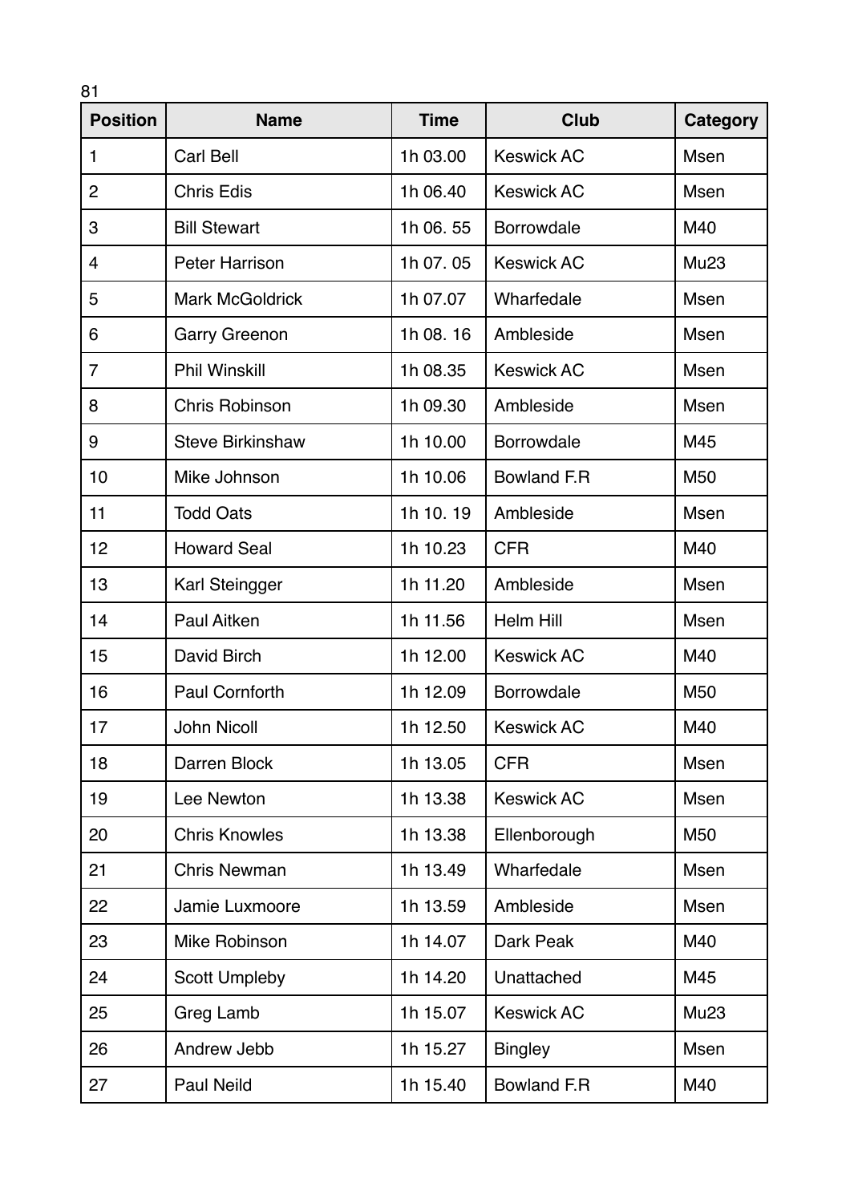81

| Position | Name | Time | Club | Category |
|---|---|---|---|---|
| 1 | Carl Bell | 1h 03.00 | Keswick AC | Msen |
| 2 | Chris Edis | 1h 06.40 | Keswick AC | Msen |
| 3 | Bill Stewart | 1h 06. 55 | Borrowdale | M40 |
| 4 | Peter Harrison | 1h 07. 05 | Keswick AC | Mu23 |
| 5 | Mark McGoldrick | 1h 07.07 | Wharfedale | Msen |
| 6 | Garry Greenon | 1h 08. 16 | Ambleside | Msen |
| 7 | Phil Winskill | 1h 08.35 | Keswick AC | Msen |
| 8 | Chris Robinson | 1h 09.30 | Ambleside | Msen |
| 9 | Steve Birkinshaw | 1h 10.00 | Borrowdale | M45 |
| 10 | Mike Johnson | 1h 10.06 | Bowland F.R | M50 |
| 11 | Todd Oats | 1h 10. 19 | Ambleside | Msen |
| 12 | Howard Seal | 1h 10.23 | CFR | M40 |
| 13 | Karl Steingger | 1h 11.20 | Ambleside | Msen |
| 14 | Paul Aitken | 1h 11.56 | Helm Hill | Msen |
| 15 | David Birch | 1h 12.00 | Keswick AC | M40 |
| 16 | Paul Cornforth | 1h 12.09 | Borrowdale | M50 |
| 17 | John Nicoll | 1h 12.50 | Keswick AC | M40 |
| 18 | Darren Block | 1h 13.05 | CFR | Msen |
| 19 | Lee Newton | 1h 13.38 | Keswick AC | Msen |
| 20 | Chris Knowles | 1h 13.38 | Ellenborough | M50 |
| 21 | Chris Newman | 1h 13.49 | Wharfedale | Msen |
| 22 | Jamie Luxmoore | 1h 13.59 | Ambleside | Msen |
| 23 | Mike Robinson | 1h 14.07 | Dark Peak | M40 |
| 24 | Scott Umpleby | 1h 14.20 | Unattached | M45 |
| 25 | Greg Lamb | 1h 15.07 | Keswick AC | Mu23 |
| 26 | Andrew Jebb | 1h 15.27 | Bingley | Msen |
| 27 | Paul Neild | 1h 15.40 | Bowland F.R | M40 |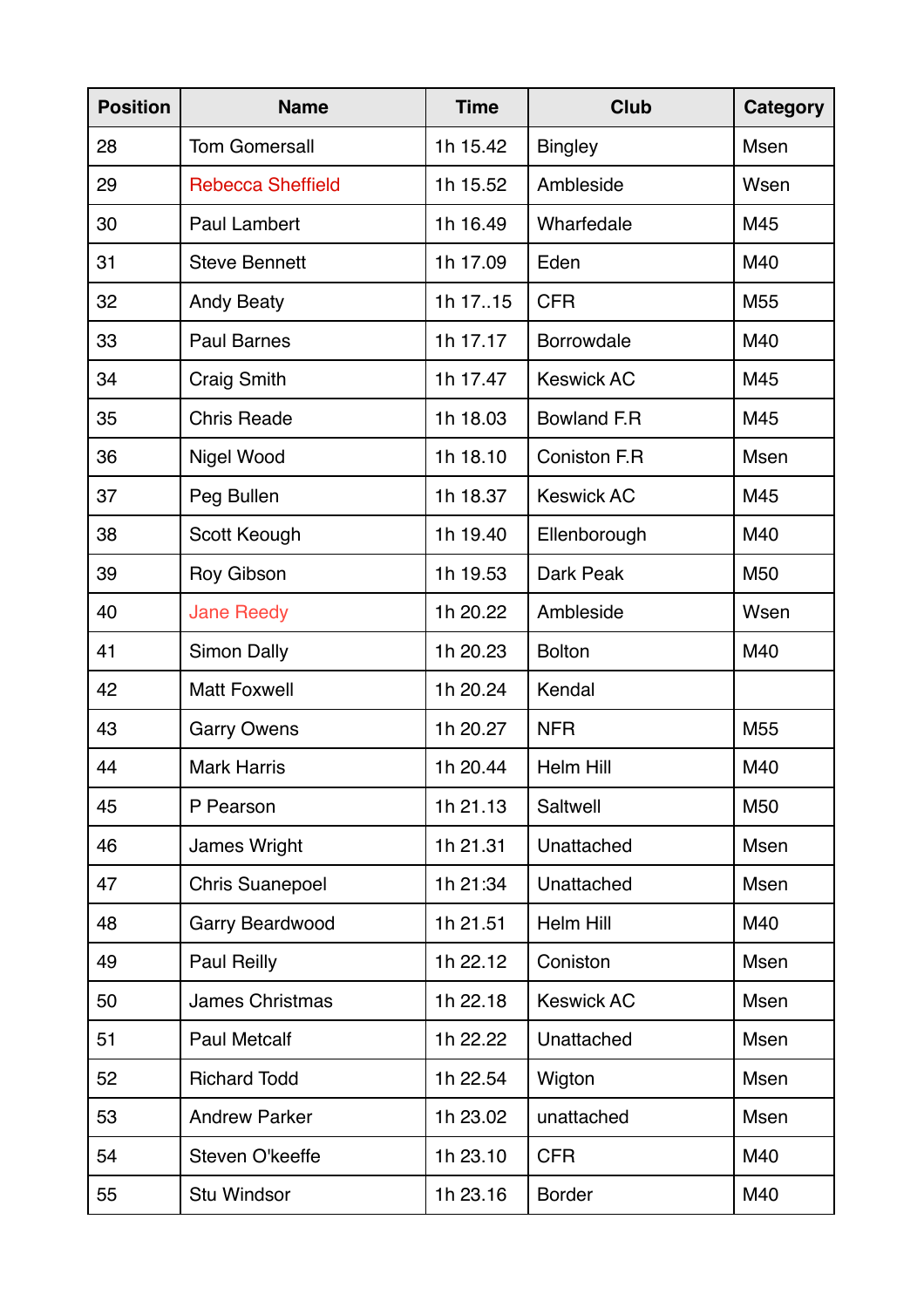| Position | Name | Time | Club | Category |
| --- | --- | --- | --- | --- |
| 28 | Tom Gomersall | 1h 15.42 | Bingley | Msen |
| 29 | Rebecca Sheffield | 1h 15.52 | Ambleside | Wsen |
| 30 | Paul Lambert | 1h 16.49 | Wharfedale | M45 |
| 31 | Steve Bennett | 1h 17.09 | Eden | M40 |
| 32 | Andy Beaty | 1h 17..15 | CFR | M55 |
| 33 | Paul Barnes | 1h 17.17 | Borrowdale | M40 |
| 34 | Craig Smith | 1h 17.47 | Keswick AC | M45 |
| 35 | Chris Reade | 1h 18.03 | Bowland F.R | M45 |
| 36 | Nigel Wood | 1h 18.10 | Coniston F.R | Msen |
| 37 | Peg Bullen | 1h 18.37 | Keswick AC | M45 |
| 38 | Scott Keough | 1h 19.40 | Ellenborough | M40 |
| 39 | Roy Gibson | 1h 19.53 | Dark Peak | M50 |
| 40 | Jane Reedy | 1h 20.22 | Ambleside | Wsen |
| 41 | Simon Dally | 1h 20.23 | Bolton | M40 |
| 42 | Matt Foxwell | 1h 20.24 | Kendal | |
| 43 | Garry Owens | 1h 20.27 | NFR | M55 |
| 44 | Mark Harris | 1h 20.44 | Helm Hill | M40 |
| 45 | P Pearson | 1h 21.13 | Saltwell | M50 |
| 46 | James Wright | 1h 21.31 | Unattached | Msen |
| 47 | Chris Suanepoel | 1h 21:34 | Unattached | Msen |
| 48 | Garry Beardwood | 1h 21.51 | Helm Hill | M40 |
| 49 | Paul Reilly | 1h 22.12 | Coniston | Msen |
| 50 | James Christmas | 1h 22.18 | Keswick AC | Msen |
| 51 | Paul Metcalf | 1h 22.22 | Unattached | Msen |
| 52 | Richard Todd | 1h 22.54 | Wigton | Msen |
| 53 | Andrew Parker | 1h 23.02 | unattached | Msen |
| 54 | Steven O'keeffe | 1h 23.10 | CFR | M40 |
| 55 | Stu Windsor | 1h 23.16 | Border | M40 |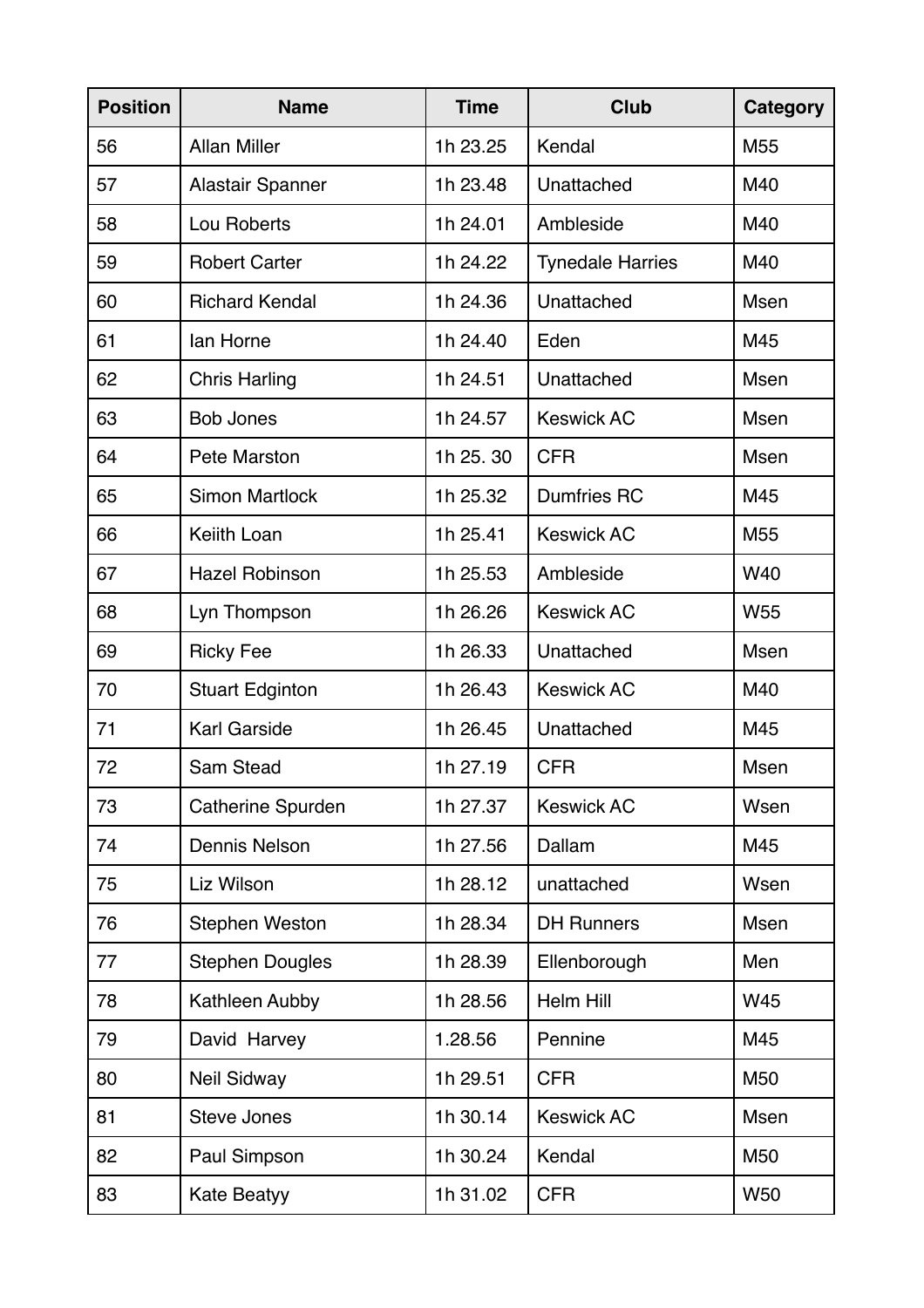| Position | Name | Time | Club | Category |
|---|---|---|---|---|
| 56 | Allan Miller | 1h 23.25 | Kendal | M55 |
| 57 | Alastair Spanner | 1h 23.48 | Unattached | M40 |
| 58 | Lou Roberts | 1h 24.01 | Ambleside | M40 |
| 59 | Robert Carter | 1h 24.22 | Tynedale Harries | M40 |
| 60 | Richard Kendal | 1h 24.36 | Unattached | Msen |
| 61 | Ian Horne | 1h 24.40 | Eden | M45 |
| 62 | Chris Harling | 1h 24.51 | Unattached | Msen |
| 63 | Bob Jones | 1h 24.57 | Keswick AC | Msen |
| 64 | Pete Marston | 1h 25. 30 | CFR | Msen |
| 65 | Simon Martlock | 1h 25.32 | Dumfries RC | M45 |
| 66 | Keiith Loan | 1h 25.41 | Keswick AC | M55 |
| 67 | Hazel Robinson | 1h 25.53 | Ambleside | W40 |
| 68 | Lyn Thompson | 1h 26.26 | Keswick AC | W55 |
| 69 | Ricky Fee | 1h 26.33 | Unattached | Msen |
| 70 | Stuart Edginton | 1h 26.43 | Keswick AC | M40 |
| 71 | Karl Garside | 1h 26.45 | Unattached | M45 |
| 72 | Sam Stead | 1h 27.19 | CFR | Msen |
| 73 | Catherine Spurden | 1h 27.37 | Keswick AC | Wsen |
| 74 | Dennis Nelson | 1h 27.56 | Dallam | M45 |
| 75 | Liz Wilson | 1h 28.12 | unattached | Wsen |
| 76 | Stephen Weston | 1h 28.34 | DH Runners | Msen |
| 77 | Stephen Dougles | 1h 28.39 | Ellenborough | Men |
| 78 | Kathleen Aubby | 1h 28.56 | Helm Hill | W45 |
| 79 | David  Harvey | 1.28.56 | Pennine | M45 |
| 80 | Neil Sidway | 1h 29.51 | CFR | M50 |
| 81 | Steve Jones | 1h 30.14 | Keswick AC | Msen |
| 82 | Paul Simpson | 1h 30.24 | Kendal | M50 |
| 83 | Kate Beatyy | 1h 31.02 | CFR | W50 |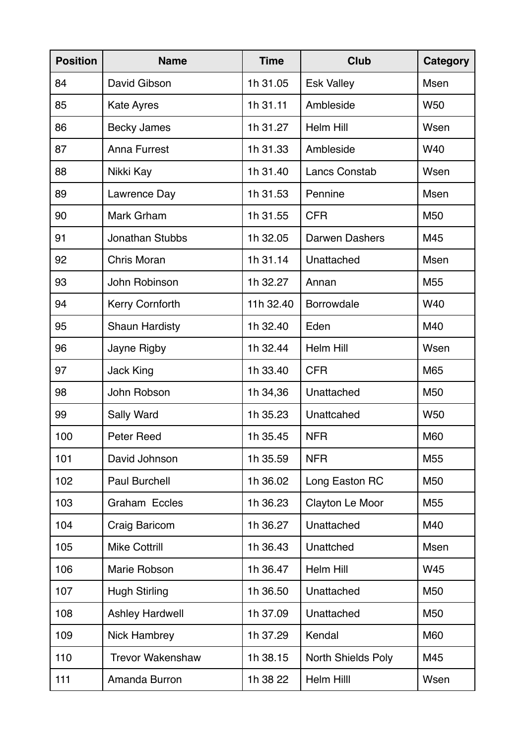| Position | Name | Time | Club | Category |
| --- | --- | --- | --- | --- |
| 84 | David Gibson | 1h 31.05 | Esk Valley | Msen |
| 85 | Kate Ayres | 1h 31.11 | Ambleside | W50 |
| 86 | Becky James | 1h 31.27 | Helm Hill | Wsen |
| 87 | Anna Furrest | 1h 31.33 | Ambleside | W40 |
| 88 | Nikki Kay | 1h 31.40 | Lancs Constab | Wsen |
| 89 | Lawrence Day | 1h 31.53 | Pennine | Msen |
| 90 | Mark Grham | 1h 31.55 | CFR | M50 |
| 91 | Jonathan Stubbs | 1h 32.05 | Darwen Dashers | M45 |
| 92 | Chris Moran | 1h 31.14 | Unattached | Msen |
| 93 | John Robinson | 1h 32.27 | Annan | M55 |
| 94 | Kerry Cornforth | 11h 32.40 | Borrowdale | W40 |
| 95 | Shaun Hardisty | 1h 32.40 | Eden | M40 |
| 96 | Jayne Rigby | 1h 32.44 | Helm Hill | Wsen |
| 97 | Jack King | 1h 33.40 | CFR | M65 |
| 98 | John Robson | 1h 34,36 | Unattached | M50 |
| 99 | Sally Ward | 1h 35.23 | Unattcahed | W50 |
| 100 | Peter Reed | 1h 35.45 | NFR | M60 |
| 101 | David Johnson | 1h 35.59 | NFR | M55 |
| 102 | Paul Burchell | 1h 36.02 | Long Easton RC | M50 |
| 103 | Graham  Eccles | 1h 36.23 | Clayton Le Moor | M55 |
| 104 | Craig Baricom | 1h 36.27 | Unattached | M40 |
| 105 | Mike Cottrill | 1h 36.43 | Unattched | Msen |
| 106 | Marie Robson | 1h 36.47 | Helm Hill | W45 |
| 107 | Hugh Stirling | 1h 36.50 | Unattached | M50 |
| 108 | Ashley Hardwell | 1h 37.09 | Unattached | M50 |
| 109 | Nick Hambrey | 1h 37.29 | Kendal | M60 |
| 110 | Trevor Wakenshaw | 1h 38.15 | North Shields Poly | M45 |
| 111 | Amanda Burron | 1h 38 22 | Helm Hilll | Wsen |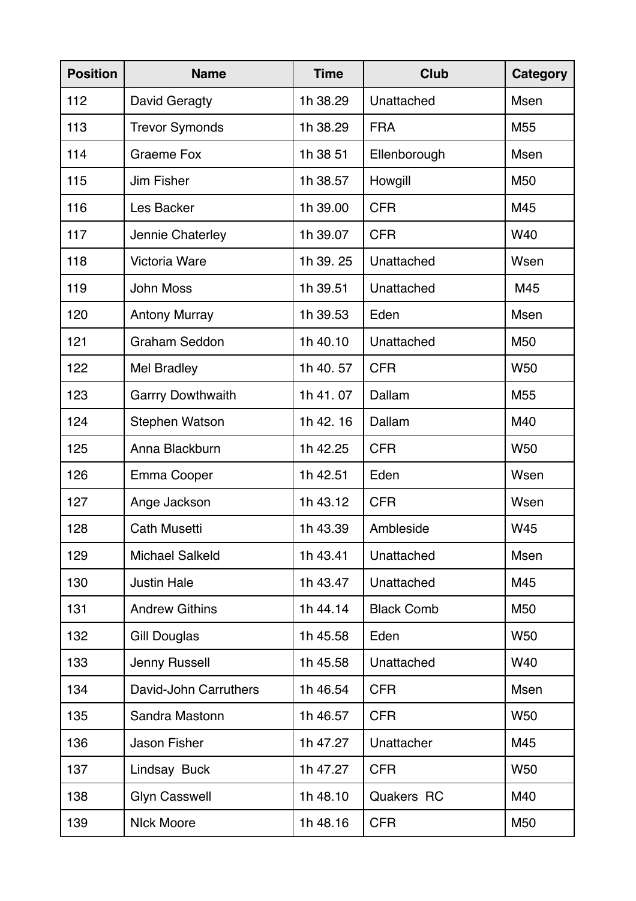| Position | Name | Time | Club | Category |
| --- | --- | --- | --- | --- |
| 112 | David Geragty | 1h 38.29 | Unattached | Msen |
| 113 | Trevor Symonds | 1h 38.29 | FRA | M55 |
| 114 | Graeme Fox | 1h 38 51 | Ellenborough | Msen |
| 115 | Jim Fisher | 1h 38.57 | Howgill | M50 |
| 116 | Les Backer | 1h 39.00 | CFR | M45 |
| 117 | Jennie Chaterley | 1h 39.07 | CFR | W40 |
| 118 | Victoria Ware | 1h 39. 25 | Unattached | Wsen |
| 119 | John Moss | 1h 39.51 | Unattached | M45 |
| 120 | Antony Murray | 1h 39.53 | Eden | Msen |
| 121 | Graham Seddon | 1h 40.10 | Unattached | M50 |
| 122 | Mel Bradley | 1h 40. 57 | CFR | W50 |
| 123 | Garrry Dowthwaith | 1h 41. 07 | Dallam | M55 |
| 124 | Stephen Watson | 1h 42. 16 | Dallam | M40 |
| 125 | Anna Blackburn | 1h 42.25 | CFR | W50 |
| 126 | Emma Cooper | 1h 42.51 | Eden | Wsen |
| 127 | Ange Jackson | 1h 43.12 | CFR | Wsen |
| 128 | Cath Musetti | 1h 43.39 | Ambleside | W45 |
| 129 | Michael Salkeld | 1h 43.41 | Unattached | Msen |
| 130 | Justin Hale | 1h 43.47 | Unattached | M45 |
| 131 | Andrew Githins | 1h 44.14 | Black Comb | M50 |
| 132 | Gill Douglas | 1h 45.58 | Eden | W50 |
| 133 | Jenny Russell | 1h 45.58 | Unattached | W40 |
| 134 | David-John Carruthers | 1h 46.54 | CFR | Msen |
| 135 | Sandra Mastonn | 1h 46.57 | CFR | W50 |
| 136 | Jason Fisher | 1h 47.27 | Unattacher | M45 |
| 137 | Lindsay Buck | 1h 47.27 | CFR | W50 |
| 138 | Glyn Casswell | 1h 48.10 | Quakers RC | M40 |
| 139 | NIck Moore | 1h 48.16 | CFR | M50 |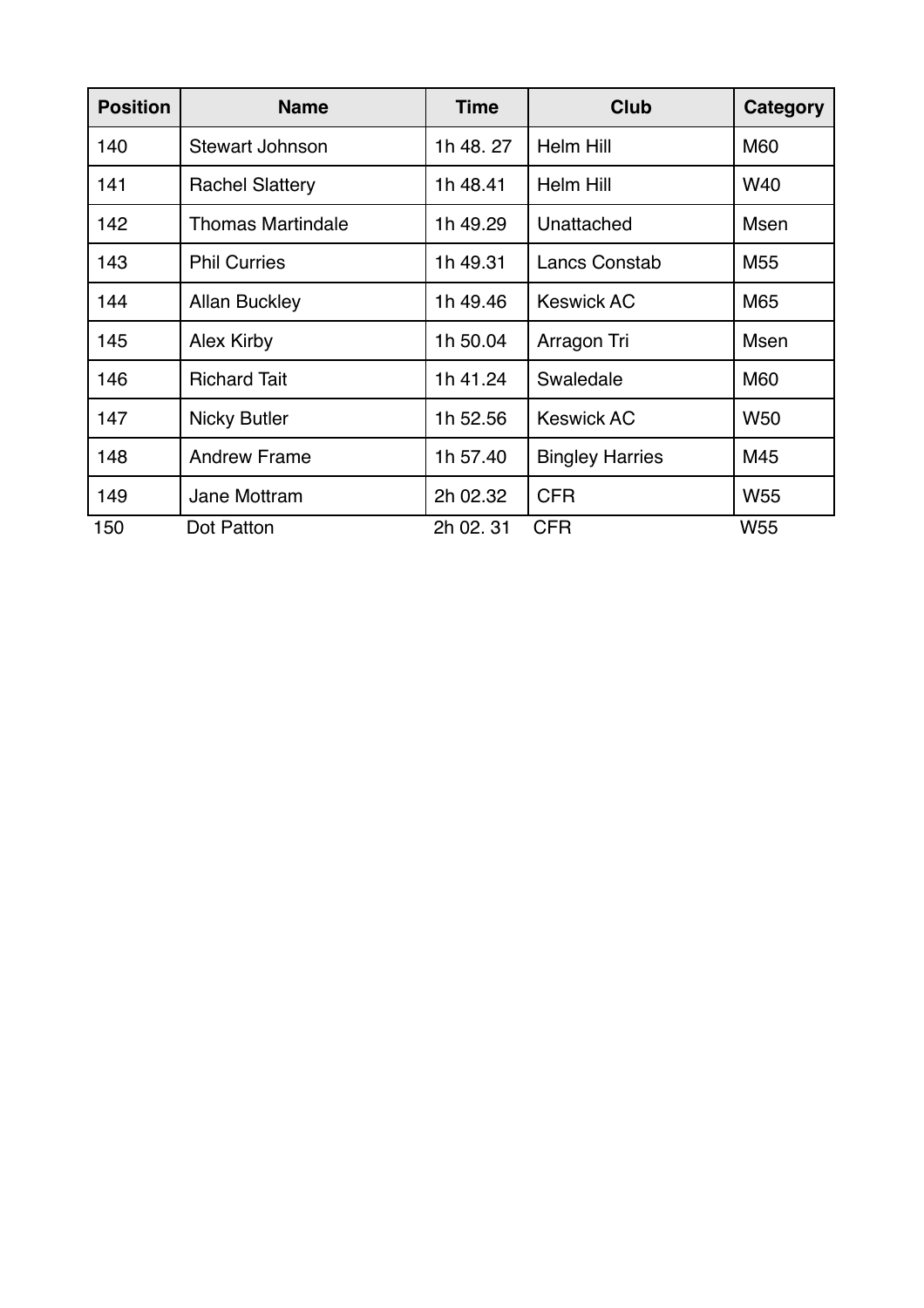| Position | Name | Time | Club | Category |
| --- | --- | --- | --- | --- |
| 140 | Stewart Johnson | 1h 48. 27 | Helm Hill | M60 |
| 141 | Rachel Slattery | 1h 48.41 | Helm Hill | W40 |
| 142 | Thomas Martindale | 1h 49.29 | Unattached | Msen |
| 143 | Phil Curries | 1h 49.31 | Lancs Constab | M55 |
| 144 | Allan Buckley | 1h 49.46 | Keswick AC | M65 |
| 145 | Alex Kirby | 1h 50.04 | Arragon Tri | Msen |
| 146 | Richard Tait | 1h 41.24 | Swaledale | M60 |
| 147 | Nicky Butler | 1h 52.56 | Keswick AC | W50 |
| 148 | Andrew Frame | 1h 57.40 | Bingley Harries | M45 |
| 149 | Jane Mottram | 2h 02.32 | CFR | W55 |
| 150 | Dot Patton | 2h 02. 31 | CFR | W55 |